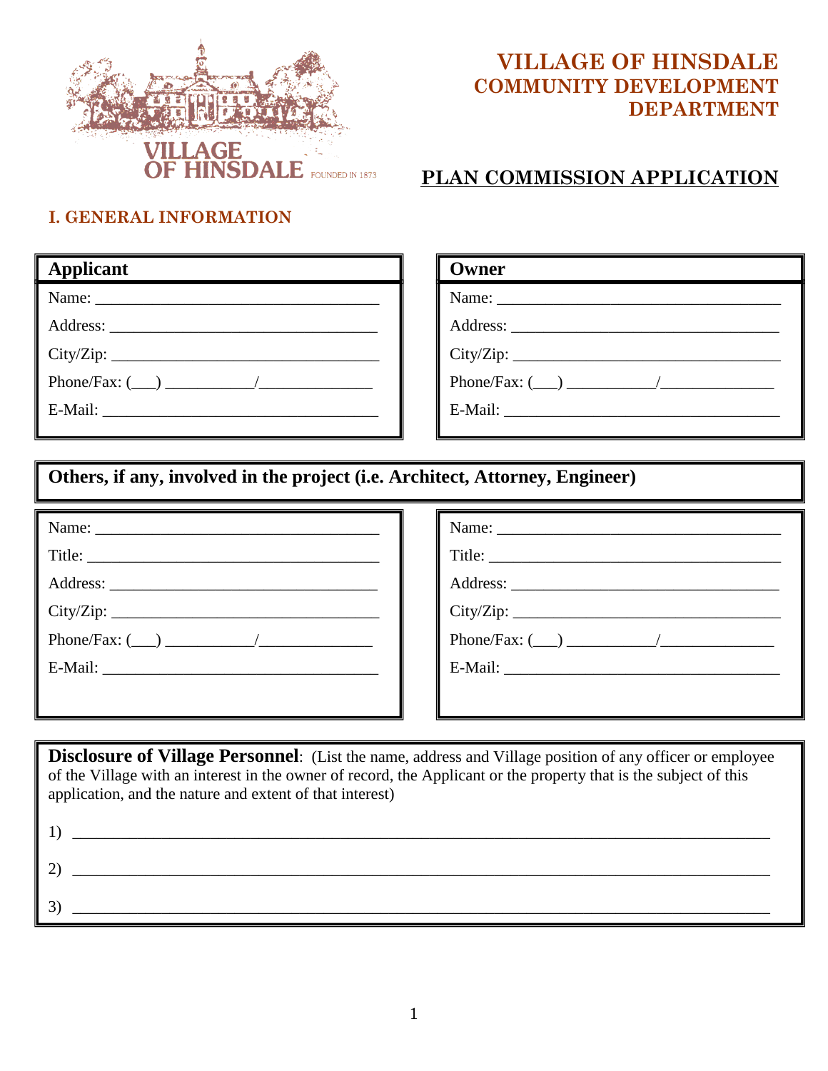# VILLAGE OF HINSDALE
## COMMUNITY DEVELOPMENT DEPARTMENT

VILLAGE OF HINSDALE FOUNDED IN 1873

## PLAN COMMISSION APPLICATION

### I. GENERAL INFORMATION

**Applicant**

Name: ___________________________________

Address: _________________________________

City/Zip: _________________________________

Phone/Fax: (___) __________/_____________

E-Mail: __________________________________

**Owner**

Name: ___________________________________

Address: _________________________________

City/Zip: _________________________________

Phone/Fax: (___) __________/_____________

E-Mail: __________________________________

**Others, if any, involved in the project (i.e. Architect, Attorney, Engineer)**

Name: ___________________________________

Title: ___________________________________

Address: _________________________________

City/Zip: _________________________________

Phone/Fax: (___) __________/_____________

E-Mail: __________________________________

Name: ___________________________________

Title: ___________________________________

Address: _________________________________

City/Zip: _________________________________

Phone/Fax: (___) __________/_____________

E-Mail: __________________________________

**Disclosure of Village Personnel**: (List the name, address and Village position of any officer or employee of the Village with an interest in the owner of record, the Applicant or the property that is the subject of this application, and the nature and extent of that interest)

1) ________________________________________________________________________________

2) ________________________________________________________________________________

3) ________________________________________________________________________________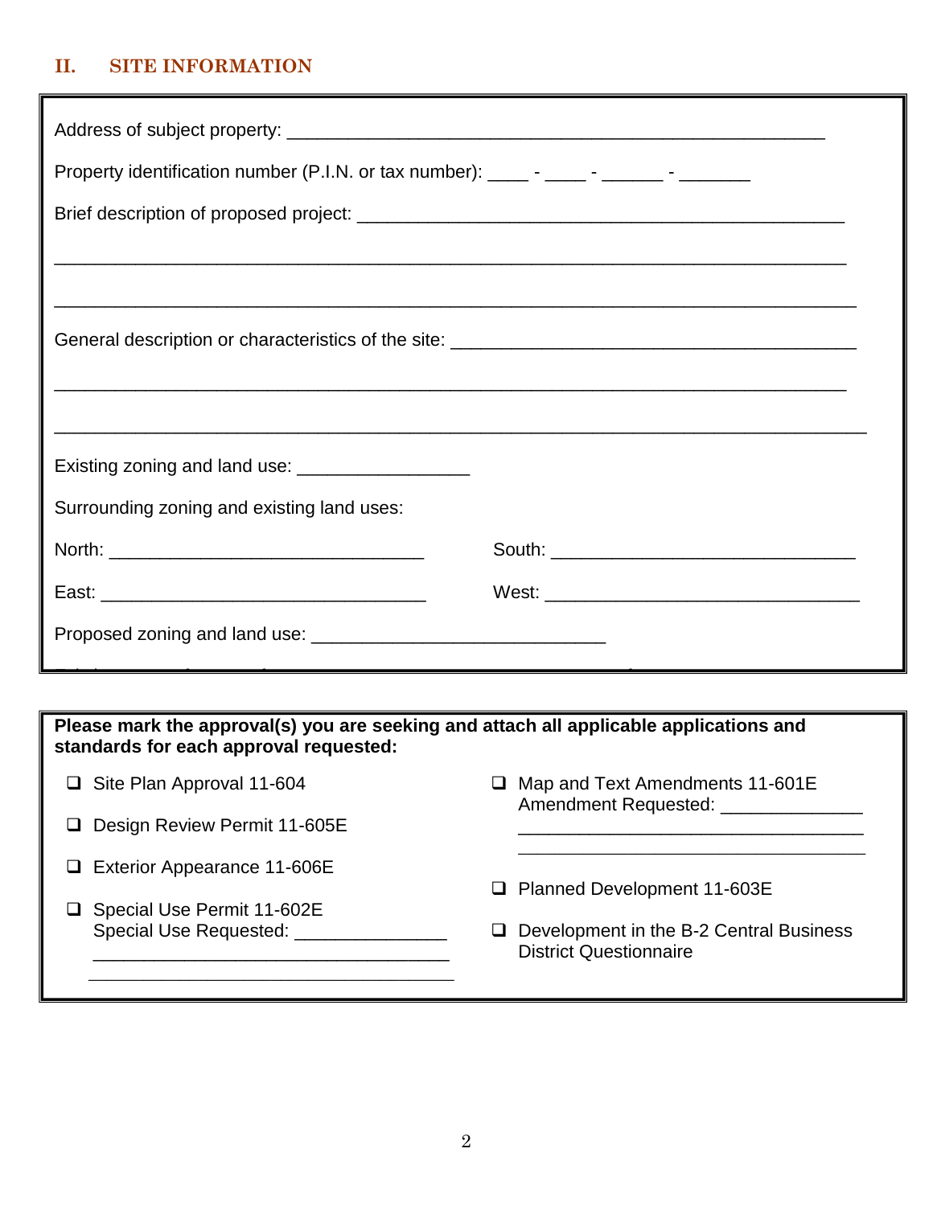## II. SITE INFORMATION

Address of subject property: ____________________________________________________

Property identification number (P.I.N. or tax number): ____ - ____ - ______ - _______

Brief description of proposed project: _______________________________________________

_____________________________________________________________________________

_____________________________________________________________________________

General description or characteristics of the site: ________________________________________

_____________________________________________________________________________

_____________________________________________________________________________

Existing zoning and land use: _________________

Surrounding zoning and existing land uses:

North: _______________________________ South: ______________________________

East: ________________________________ West: _______________________________

Proposed zoning and land use: _____________________________

**Please mark the approval(s) you are seeking and attach all applicable applications and standards for each approval requested:**

- ❑ Site Plan Approval 11-604
- ❑ Design Review Permit 11-605E
- ❑ Exterior Appearance 11-606E
- ❑ Special Use Permit 11-602E
  Special Use Requested: _______________
  ___________________________________
  ___________________________________
- ❑ Map and Text Amendments 11-601E
  Amendment Requested: ______________
  ___________________________________
  ___________________________________
- ❑ Planned Development 11-603E
- ❑ Development in the B-2 Central Business District Questionnaire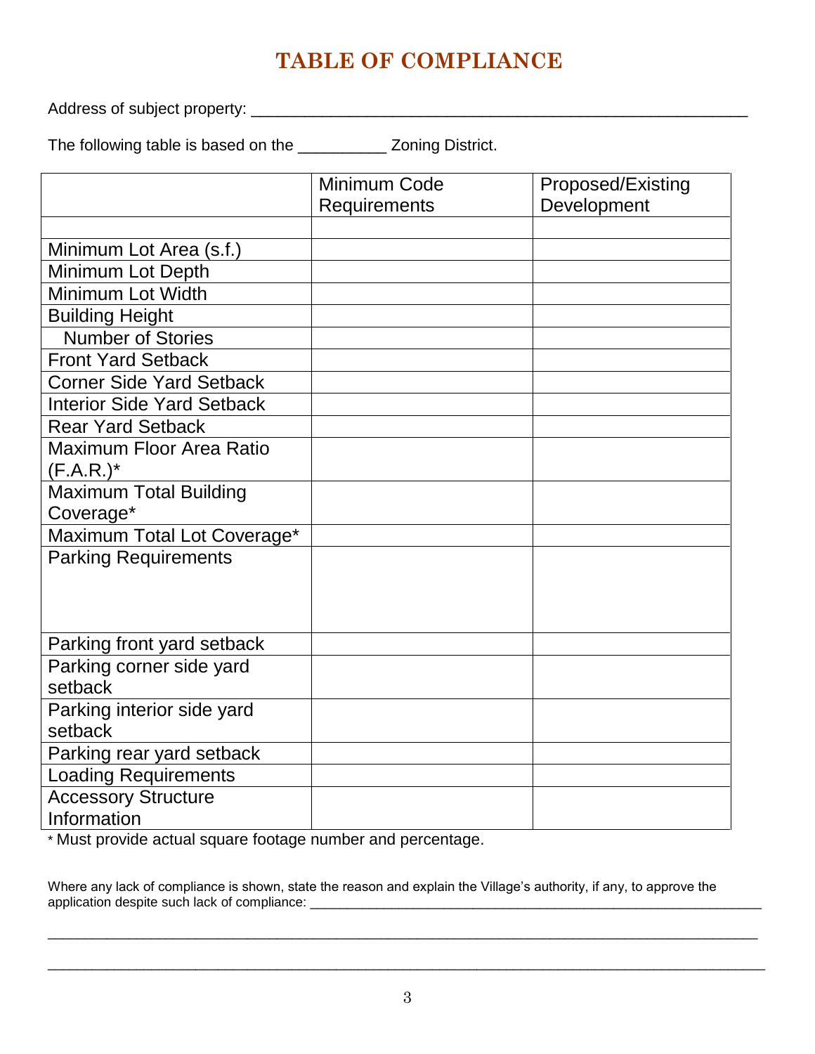# TABLE OF COMPLIANCE

Address of subject property: ___________________________________________________________

The following table is based on the __________ Zoning District.

| | Minimum Code Requirements | Proposed/Existing Development |
|---|---|---|
| | | |
| Minimum Lot Area (s.f.) | | |
| Minimum Lot Depth | | |
| Minimum Lot Width | | |
| Building Height | | |
| Number of Stories | | |
| Front Yard Setback | | |
| Corner Side Yard Setback | | |
| Interior Side Yard Setback | | |
| Rear Yard Setback | | |
| Maximum Floor Area Ratio (F.A.R.)* | | |
| Maximum Total Building Coverage* | | |
| Maximum Total Lot Coverage* | | |
| Parking Requirements | | |
| Parking front yard setback | | |
| Parking corner side yard setback | | |
| Parking interior side yard setback | | |
| Parking rear yard setback | | |
| Loading Requirements | | |
| Accessory Structure Information | | |

* Must provide actual square footage number and percentage.

Where any lack of compliance is shown, state the reason and explain the Village's authority, if any, to approve the application despite such lack of compliance: _______________________________________________________________

_____________________________________________________________________________________________

_____________________________________________________________________________________________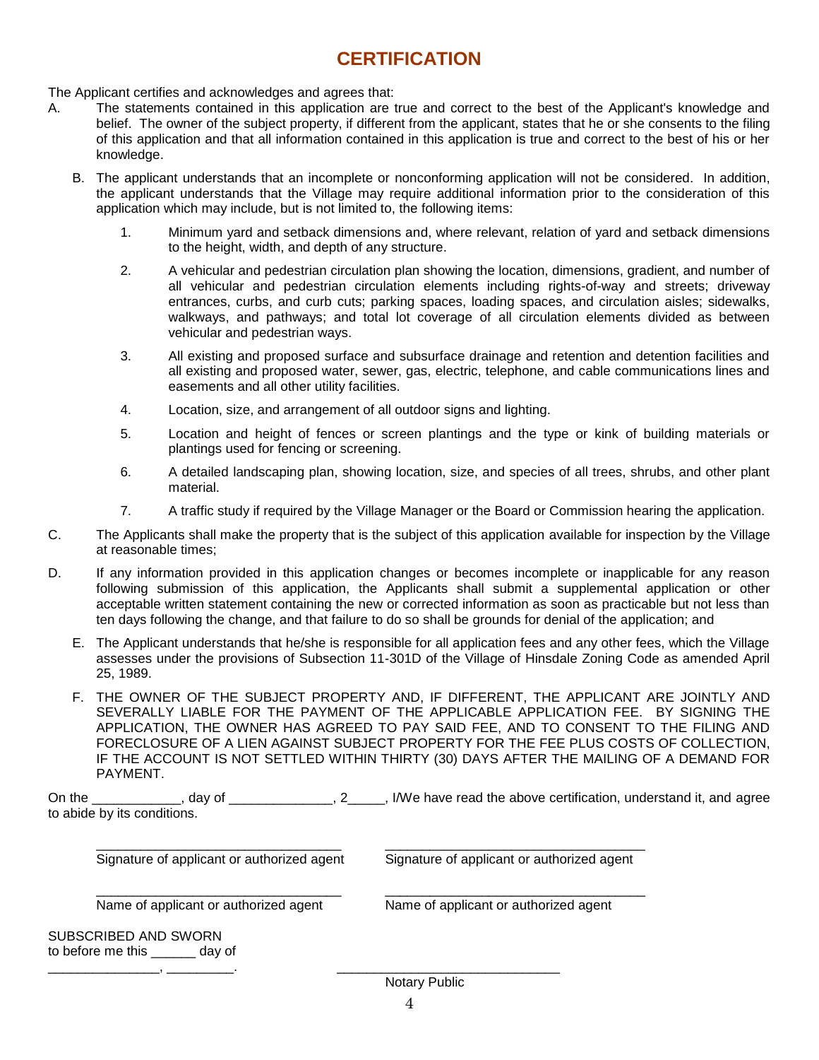# CERTIFICATION

The Applicant certifies and acknowledges and agrees that:

A. The statements contained in this application are true and correct to the best of the Applicant's knowledge and belief. The owner of the subject property, if different from the applicant, states that he or she consents to the filing of this application and that all information contained in this application is true and correct to the best of his or her knowledge.

B. The applicant understands that an incomplete or nonconforming application will not be considered. In addition, the applicant understands that the Village may require additional information prior to the consideration of this application which may include, but is not limited to, the following items:

   1. Minimum yard and setback dimensions and, where relevant, relation of yard and setback dimensions to the height, width, and depth of any structure.

   2. A vehicular and pedestrian circulation plan showing the location, dimensions, gradient, and number of all vehicular and pedestrian circulation elements including rights-of-way and streets; driveway entrances, curbs, and curb cuts; parking spaces, loading spaces, and circulation aisles; sidewalks, walkways, and pathways; and total lot coverage of all circulation elements divided as between vehicular and pedestrian ways.

   3. All existing and proposed surface and subsurface drainage and retention and detention facilities and all existing and proposed water, sewer, gas, electric, telephone, and cable communications lines and easements and all other utility facilities.

   4. Location, size, and arrangement of all outdoor signs and lighting.

   5. Location and height of fences or screen plantings and the type or kink of building materials or plantings used for fencing or screening.

   6. A detailed landscaping plan, showing location, size, and species of all trees, shrubs, and other plant material.

   7. A traffic study if required by the Village Manager or the Board or Commission hearing the application.

C. The Applicants shall make the property that is the subject of this application available for inspection by the Village at reasonable times;

D. If any information provided in this application changes or becomes incomplete or inapplicable for any reason following submission of this application, the Applicants shall submit a supplemental application or other acceptable written statement containing the new or corrected information as soon as practicable but not less than ten days following the change, and that failure to do so shall be grounds for denial of the application; and

E. The Applicant understands that he/she is responsible for all application fees and any other fees, which the Village assesses under the provisions of Subsection 11-301D of the Village of Hinsdale Zoning Code as amended April 25, 1989.

F. THE OWNER OF THE SUBJECT PROPERTY AND, IF DIFFERENT, THE APPLICANT ARE JOINTLY AND SEVERALLY LIABLE FOR THE PAYMENT OF THE APPLICABLE APPLICATION FEE. BY SIGNING THE APPLICATION, THE OWNER HAS AGREED TO PAY SAID FEE, AND TO CONSENT TO THE FILING AND FORECLOSURE OF A LIEN AGAINST SUBJECT PROPERTY FOR THE FEE PLUS COSTS OF COLLECTION, IF THE ACCOUNT IS NOT SETTLED WITHIN THIRTY (30) DAYS AFTER THE MAILING OF A DEMAND FOR PAYMENT.

On the ____________, day of ______________, 2_____, I/We have read the above certification, understand it, and agree to abide by its conditions.

__________________________________ __________________________________
Signature of applicant or authorized agent Signature of applicant or authorized agent

__________________________________ __________________________________
Name of applicant or authorized agent Name of applicant or authorized agent

SUBSCRIBED AND SWORN
to before me this ______ day of
_______________, _________.

______________________________
Notary Public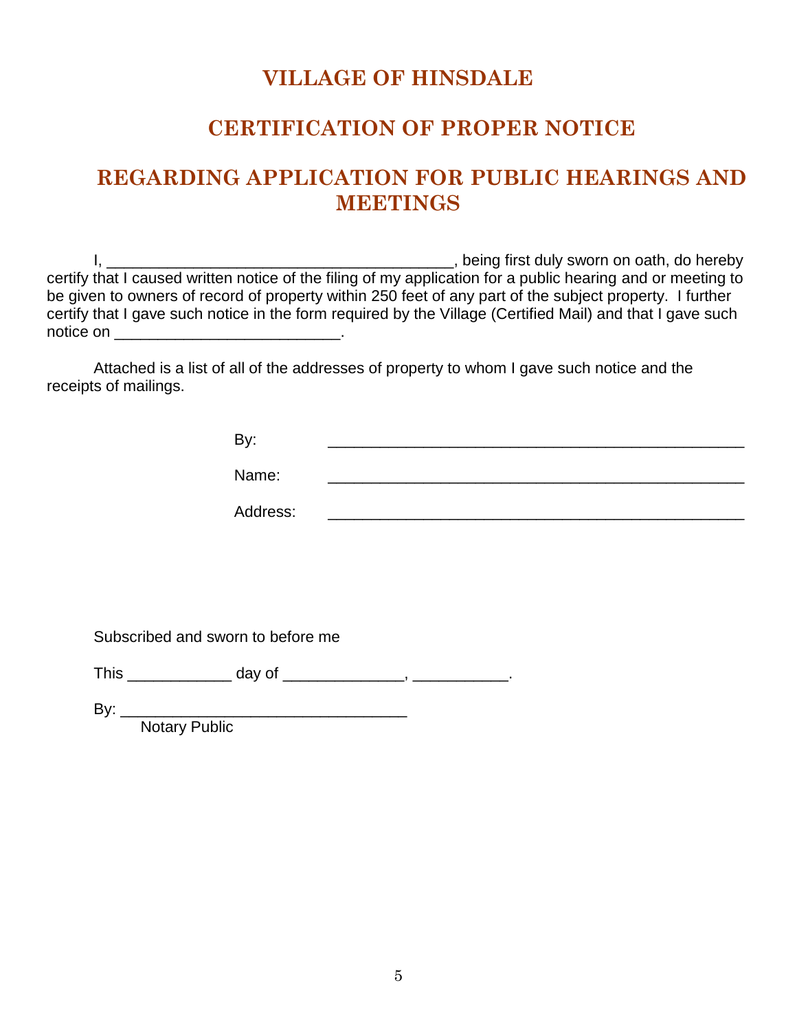# VILLAGE OF HINSDALE

## CERTIFICATION OF PROPER NOTICE

## REGARDING APPLICATION FOR PUBLIC HEARINGS AND MEETINGS

I, ________________________________________, being first duly sworn on oath, do hereby certify that I caused written notice of the filing of my application for a public hearing and or meeting to be given to owners of record of property within 250 feet of any part of the subject property. I further certify that I gave such notice in the form required by the Village (Certified Mail) and that I gave such notice on __________________________.

Attached is a list of all of the addresses of property to whom I gave such notice and the receipts of mailings.

By: ________________________________________________

Name: ________________________________________________

Address: ________________________________________________

Subscribed and sworn to before me

This ____________ day of ______________, ___________.

By: _________________________________
Notary Public